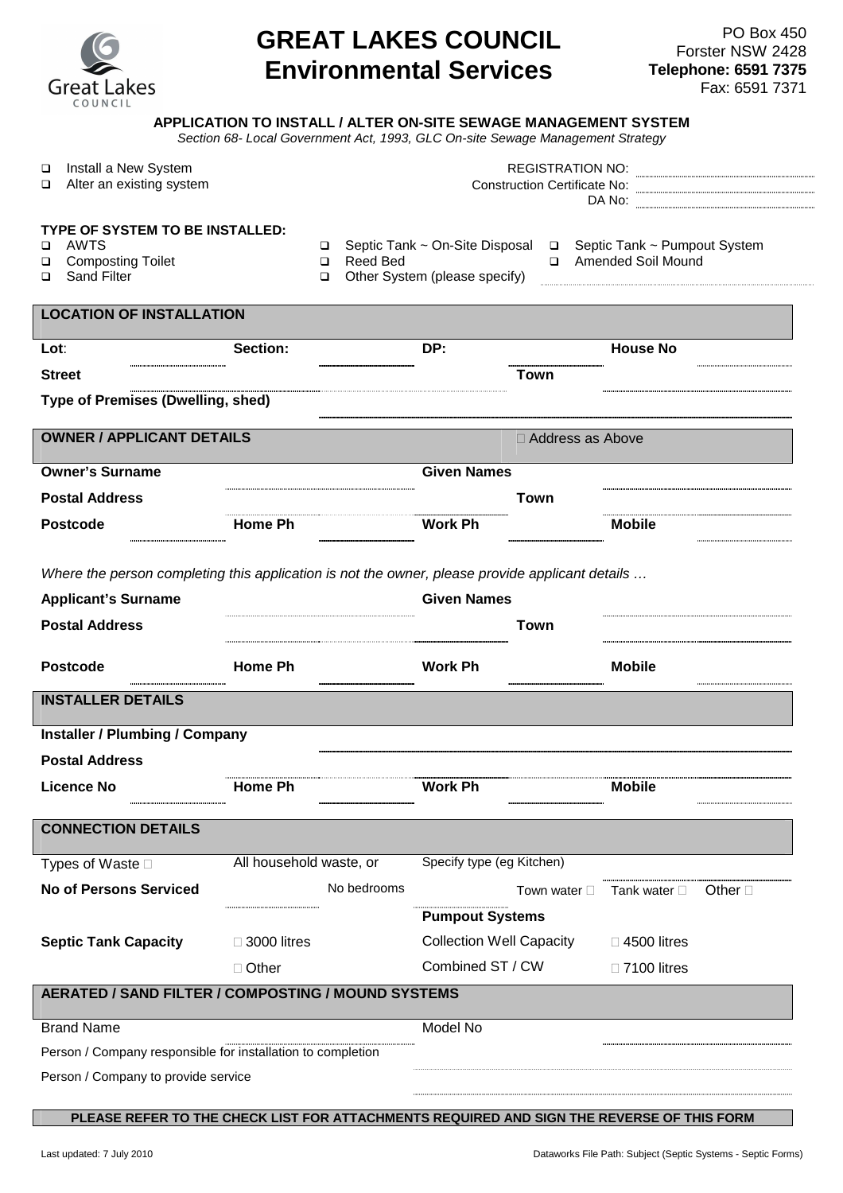# GREAT LAKES COUNCIL
## Environmental Services

PO Box 450
Forster NSW 2428
**Telephone: 6591 7375**
Fax: 6591 7371

**APPLICATION TO INSTALL / ALTER ON-SITE SEWAGE MANAGEMENT SYSTEM**
*Section 68- Local Government Act, 1993, GLC On-site Sewage Management Strategy*

- ❑ Install a New System
- ❑ Alter an existing system

REGISTRATION NO: ..................
Construction Certificate No: ..................
DA No: ..................

**TYPE OF SYSTEM TO BE INSTALLED:**

- ❑ AWTS
- ❑ Composting Toilet
- ❑ Sand Filter
- ❑ Septic Tank ~ On-Site Disposal
- ❑ Reed Bed
- ❑ Other System (please specify) ..................
- ❑ Septic Tank ~ Pumpout System
- ❑ Amended Soil Mound

| **LOCATION OF INSTALLATION** | | | | | |
|---|---|---|---|---|---|
| **Lot**: | **Section:** | | **DP:** | | **House No** |
| **Street** | | | | **Town** | |
| **Type of Premises (Dwelling, shed)** | | | | | |

| **OWNER / APPLICANT DETAILS** | | | | ☐ Address as Above | |
|---|---|---|---|---|---|
| **Owner's Surname** | | | **Given Names** | | |
| **Postal Address** | | | | **Town** | |
| **Postcode** | **Home Ph** | | **Work Ph** | | **Mobile** |

*Where the person completing this application is not the owner, please provide applicant details …*

| **Applicant's Surname** | | | **Given Names** | | |
|---|---|---|---|---|---|
| **Postal Address** | | | | **Town** | |
| **Postcode** | **Home Ph** | | **Work Ph** | | **Mobile** |

| **INSTALLER DETAILS** | | | | | |
|---|---|---|---|---|---|
| **Installer / Plumbing / Company** | | | | | |
| **Postal Address** | | | | | |
| **Licence No** | **Home Ph** | | **Work Ph** | | **Mobile** |

| **CONNECTION DETAILS** | | | | | |
|---|---|---|---|---|---|
| Types of Waste ☐ | All household waste, or | | Specify type (eg Kitchen) | | |
| **No of Persons Serviced** | | No bedrooms | | Town water ☐ | Tank water ☐ Other ☐ |
| | | | **Pumpout Systems** | | |
| **Septic Tank Capacity** | ☐ 3000 litres | | Collection Well Capacity | | ☐ 4500 litres |
| | ☐ Other | | Combined ST / CW | | ☐ 7100 litres |

| **AERATED / SAND FILTER / COMPOSTING / MOUND SYSTEMS** | | |
|---|---|---|
| Brand Name | Model No | |
| Person / Company responsible for installation to completion | | |
| Person / Company to provide service | | |

**PLEASE REFER TO THE CHECK LIST FOR ATTACHMENTS REQUIRED AND SIGN THE REVERSE OF THIS FORM**

Last updated: 7 July 2010

Dataworks File Path: Subject (Septic Systems - Septic Forms)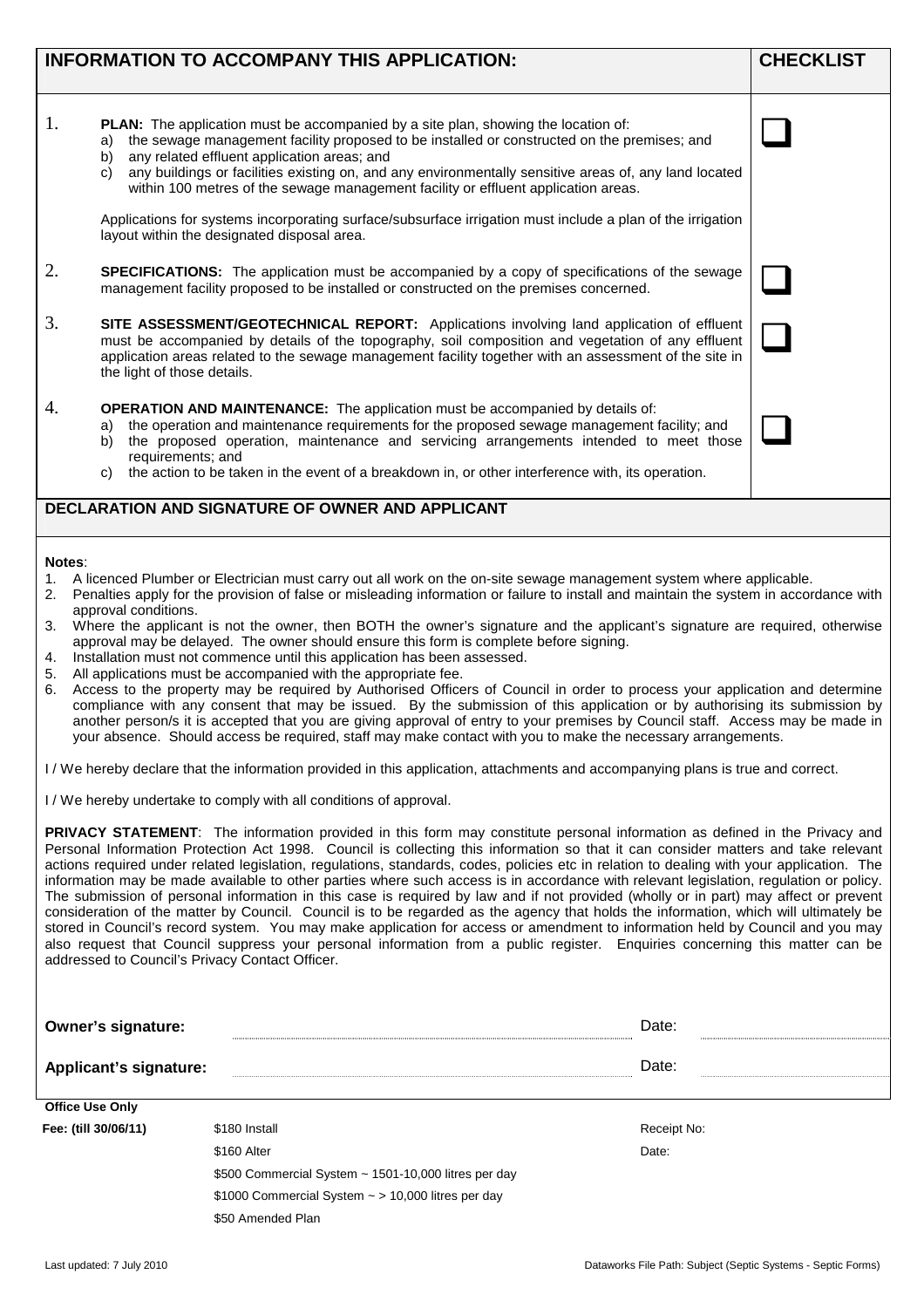| INFORMATION TO ACCOMPANY THIS APPLICATION: | | CHECKLIST |
|---|---|---|
| 1. | **PLAN:** The application must be accompanied by a site plan, showing the location of:<br>a) the sewage management facility proposed to be installed or constructed on the premises; and<br>b) any related effluent application areas; and<br>c) any buildings or facilities existing on, and any environmentally sensitive areas of, any land located within 100 metres of the sewage management facility or effluent application areas.<br><br>Applications for systems incorporating surface/subsurface irrigation must include a plan of the irrigation layout within the designated disposal area. | ☐ |
| 2. | **SPECIFICATIONS:** The application must be accompanied by a copy of specifications of the sewage management facility proposed to be installed or constructed on the premises concerned. | ☐ |
| 3. | **SITE ASSESSMENT/GEOTECHNICAL REPORT:** Applications involving land application of effluent must be accompanied by details of the topography, soil composition and vegetation of any effluent application areas related to the sewage management facility together with an assessment of the site in the light of those details. | ☐ |
| 4. | **OPERATION AND MAINTENANCE:** The application must be accompanied by details of:<br>a) the operation and maintenance requirements for the proposed sewage management facility; and<br>b) the proposed operation, maintenance and servicing arrangements intended to meet those requirements; and<br>c) the action to be taken in the event of a breakdown in, or other interference with, its operation. | ☐ |

## DECLARATION AND SIGNATURE OF OWNER AND APPLICANT

**Notes**:

1. A licenced Plumber or Electrician must carry out all work on the on-site sewage management system where applicable.
2. Penalties apply for the provision of false or misleading information or failure to install and maintain the system in accordance with approval conditions.
3. Where the applicant is not the owner, then BOTH the owner's signature and the applicant's signature are required, otherwise approval may be delayed. The owner should ensure this form is complete before signing.
4. Installation must not commence until this application has been assessed.
5. All applications must be accompanied with the appropriate fee.
6. Access to the property may be required by Authorised Officers of Council in order to process your application and determine compliance with any consent that may be issued. By the submission of this application or by authorising its submission by another person/s it is accepted that you are giving approval of entry to your premises by Council staff. Access may be made in your absence. Should access be required, staff may make contact with you to make the necessary arrangements.

I / We hereby declare that the information provided in this application, attachments and accompanying plans is true and correct.

I / We hereby undertake to comply with all conditions of approval.

**PRIVACY STATEMENT**: The information provided in this form may constitute personal information as defined in the Privacy and Personal Information Protection Act 1998. Council is collecting this information so that it can consider matters and take relevant actions required under related legislation, regulations, standards, codes, policies etc in relation to dealing with your application. The information may be made available to other parties where such access is in accordance with relevant legislation, regulation or policy. The submission of personal information in this case is required by law and if not provided (wholly or in part) may affect or prevent consideration of the matter by Council. Council is to be regarded as the agency that holds the information, which will ultimately be stored in Council's record system. You may make application for access or amendment to information held by Council and you may also request that Council suppress your personal information from a public register. Enquiries concerning this matter can be addressed to Council's Privacy Contact Officer.

**Owner's signature:** .................................................... Date: ....................

**Applicant's signature:** .................................................... Date: ....................

**Office Use Only**

| | | |
|---|---|---|
| **Fee: (till 30/06/11)** | $180 Install | Receipt No: |
| | $160 Alter | Date: |
| | $500 Commercial System ~ 1501-10,000 litres per day | |
| | $1000 Commercial System ~ > 10,000 litres per day | |
| | $50 Amended Plan | |

Last updated: 7 July 2010

Dataworks File Path: Subject (Septic Systems - Septic Forms)